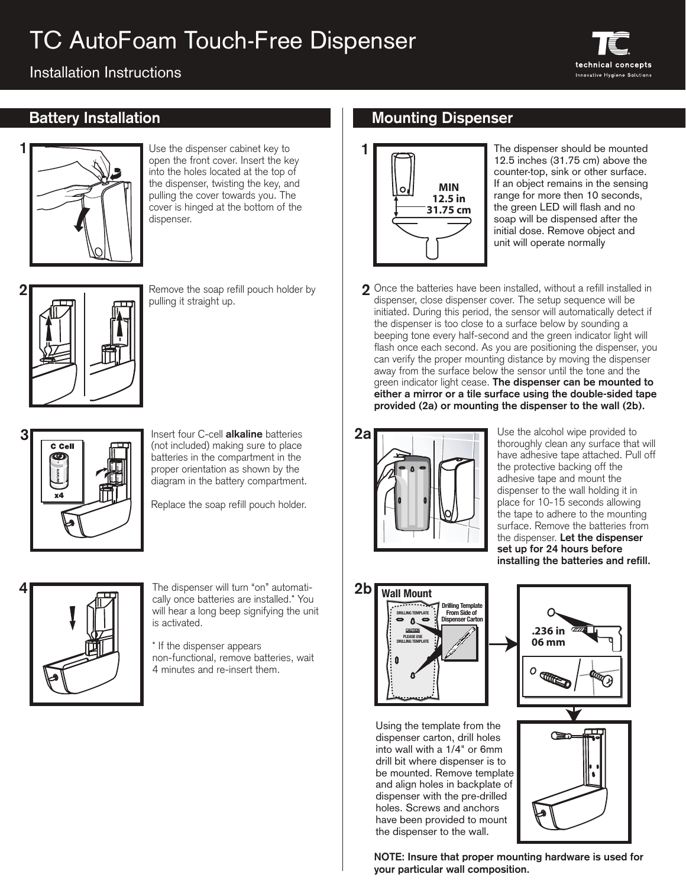# TC AutoFoam Touch-Free Dispenser

Installation Instructions

## Battery Installation

**1** Use the dispenser cabinet key to open the front cover. Insert the key into the holes located at the top of the dispenser, twisting the key, and pulling the cover towards you. The cover is hinged at the bottom of the dispenser.

**2** Remove the soap refill pouch holder by pulling it straight up.

**3** Insert four C-cell **alkaline** batteries (not included) making sure to place batteries in the compartment in the proper orientation as shown by the diagram in the battery compartment.

Replace the soap refill pouch holder.

C Cell x4

**4** The dispenser will turn "on" automatically once batteries are installed.* You will hear a long beep signifying the unit is activated.

\* If the dispenser appears non-functional, remove batteries, wait 4 minutes and re-insert them.

## Mounting Dispenser

**1** The dispenser should be mounted 12.5 inches (31.75 cm) above the counter-top, sink or other surface. If an object remains in the sensing range for more then 10 seconds, the green LED will flash and no soap will be dispensed after the initial dose. Remove object and unit will operate normally

MIN 12.5 in 31.75 cm

**2** Once the batteries have been installed, without a refill installed in dispenser, close dispenser cover. The setup sequence will be initiated. During this period, the sensor will automatically detect if the dispenser is too close to a surface below by sounding a beeping tone every half-second and the green indicator light will flash once each second. As you are positioning the dispenser, you can verify the proper mounting distance by moving the dispenser away from the surface below the sensor until the tone and the green indicator light cease. **The dispenser can be mounted to either a mirror or a tile surface using the double-sided tape provided (2a) or mounting the dispenser to the wall (2b).**

**2a** Use the alcohol wipe provided to thoroughly clean any surface that will have adhesive tape attached. Pull off the protective backing off the adhesive tape and mount the dispenser to the wall holding it in place for 10-15 seconds allowing the tape to adhere to the mounting surface. Remove the batteries from the dispenser. **Let the dispenser set up for 24 hours before installing the batteries and refill.**

**2b** Wall Mount

Drilling Template From Side of Dispenser Carton

DRILLING TEMPLATE

CAUTION PLEASE USE DRILLING TEMPLATE

.236 in 06 mm

Using the template from the dispenser carton, drill holes into wall with a 1/4" or 6mm drill bit where dispenser is to be mounted. Remove template and align holes in backplate of dispenser with the pre-drilled holes. Screws and anchors have been provided to mount the dispenser to the wall.

**NOTE: Insure that proper mounting hardware is used for your particular wall composition.**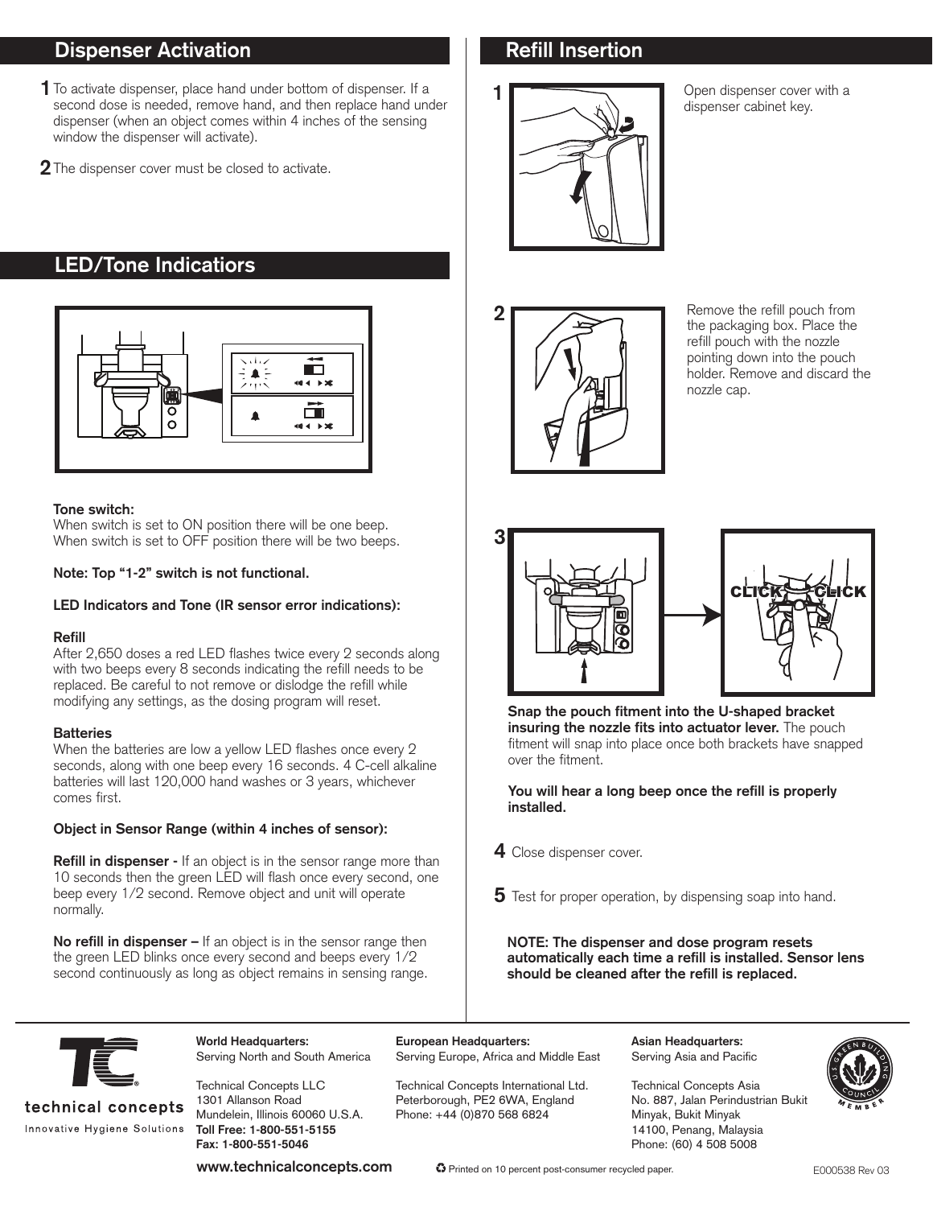## Dispenser Activation

1. To activate dispenser, place hand under bottom of dispenser. If a second dose is needed, remove hand, and then replace hand under dispenser (when an object comes within 4 inches of the sensing window the dispenser will activate).
2. The dispenser cover must be closed to activate.

## LED/Tone Indicatiors

**Tone switch:**
When switch is set to ON position there will be one beep.
When switch is set to OFF position there will be two beeps.

**Note: Top "1-2" switch is not functional.**

**LED Indicators and Tone (IR sensor error indications):**

**Refill**
After 2,650 doses a red LED flashes twice every 2 seconds along with two beeps every 8 seconds indicating the refill needs to be replaced. Be careful to not remove or dislodge the refill while modifying any settings, as the dosing program will reset.

**Batteries**
When the batteries are low a yellow LED flashes once every 2 seconds, along with one beep every 16 seconds. 4 C-cell alkaline batteries will last 120,000 hand washes or 3 years, whichever comes first.

**Object in Sensor Range (within 4 inches of sensor):**

**Refill in dispenser -** If an object is in the sensor range more than 10 seconds then the green LED will flash once every second, one beep every 1/2 second. Remove object and unit will operate normally.

**No refill in dispenser –** If an object is in the sensor range then the green LED blinks once every second and beeps every 1/2 second continuously as long as object remains in sensing range.

## Refill Insertion

1. Open dispenser cover with a dispenser cabinet key.

2. Remove the refill pouch from the packaging box. Place the refill pouch with the nozzle pointing down into the pouch holder. Remove and discard the nozzle cap.

3. CLICK CLICK

   **Snap the pouch fitment into the U-shaped bracket insuring the nozzle fits into actuator lever.** The pouch fitment will snap into place once both brackets have snapped over the fitment.

   **You will hear a long beep once the refill is properly installed.**

4. Close dispenser cover.

5. Test for proper operation, by dispensing soap into hand.

**NOTE: The dispenser and dose program resets automatically each time a refill is installed. Sensor lens should be cleaned after the refill is replaced.**

technical concepts
Innovative Hygiene Solutions

**World Headquarters:**
Serving North and South America

Technical Concepts LLC
1301 Allanson Road
Mundelein, Illinois 60060 U.S.A.
**Toll Free: 1-800-551-5155**
**Fax: 1-800-551-5046**

**European Headquarters:**
Serving Europe, Africa and Middle East

Technical Concepts International Ltd.
Peterborough, PE2 6WA, England
Phone: +44 (0)870 568 6824

**Asian Headquarters:**
Serving Asia and Pacific

Technical Concepts Asia
No. 887, Jalan Perindustrian Bukit Minyak, Bukit Minyak
14100, Penang, Malaysia
Phone: (60) 4 508 5008

**www.technicalconcepts.com**

♻ Printed on 10 percent post-consumer recycled paper.

E000538 Rev 03